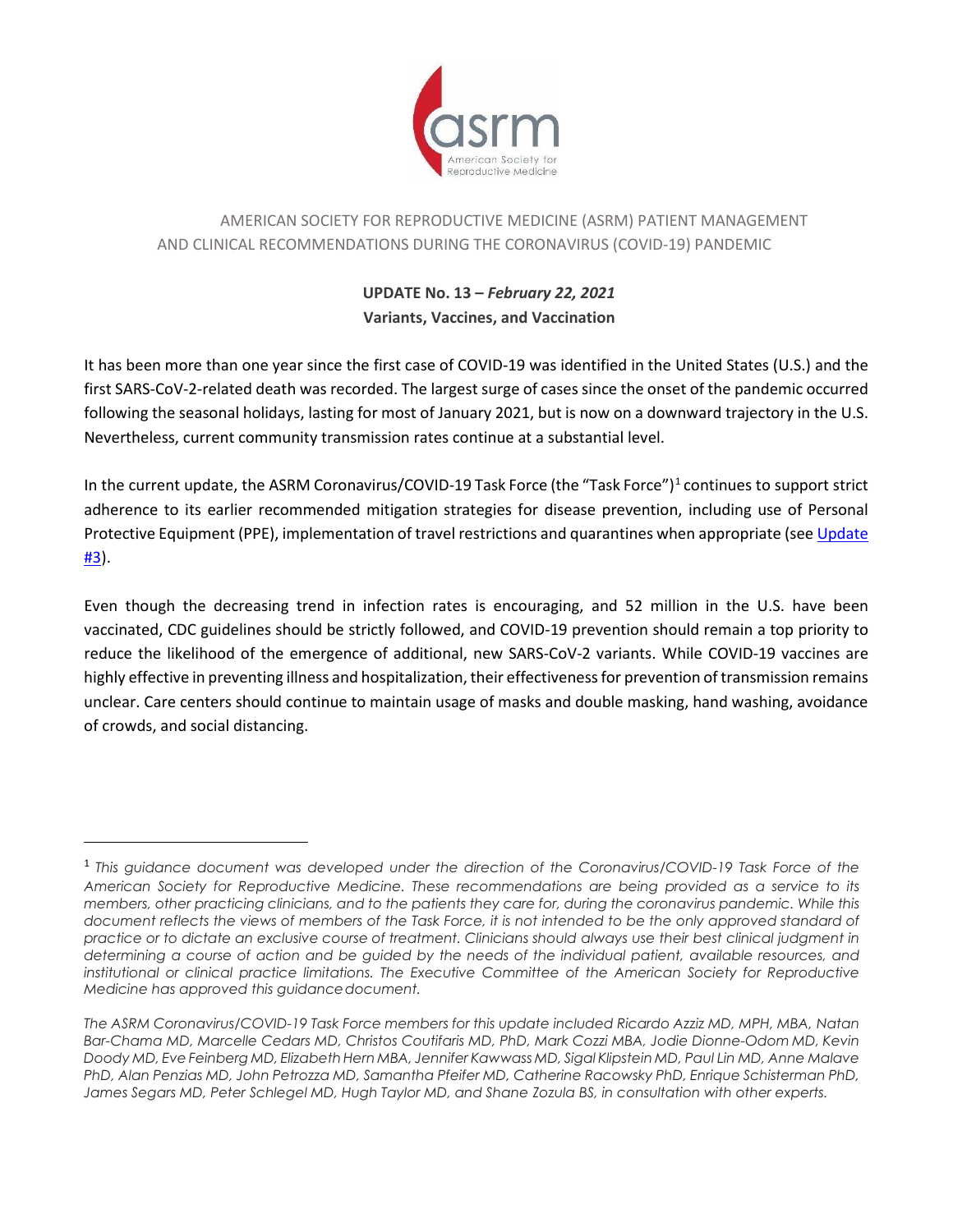AMERICAN SOCIETY FOR REPRODUCTIVE MEDICINE (ASRM) PATIENT MANAGEMENT AND CLINICAL RECOMMENDATIONS DURING THE CORONAVIRUS (COVID-19) PANDEMIC

**UPDATE No. 13 – *February 22, 2021***
**Variants, Vaccines, and Vaccination**

It has been more than one year since the first case of COVID-19 was identified in the United States (U.S.) and the first SARS-CoV-2-related death was recorded. The largest surge of cases since the onset of the pandemic occurred following the seasonal holidays, lasting for most of January 2021, but is now on a downward trajectory in the U.S. Nevertheless, current community transmission rates continue at a substantial level.

In the current update, the ASRM Coronavirus/COVID-19 Task Force (the "Task Force")[1] continues to support strict adherence to its earlier recommended mitigation strategies for disease prevention, including use of Personal Protective Equipment (PPE), implementation of travel restrictions and quarantines when appropriate (see Update #3).

Even though the decreasing trend in infection rates is encouraging, and 52 million in the U.S. have been vaccinated, CDC guidelines should be strictly followed, and COVID-19 prevention should remain a top priority to reduce the likelihood of the emergence of additional, new SARS-CoV-2 variants. While COVID-19 vaccines are highly effective in preventing illness and hospitalization, their effectiveness for prevention of transmission remains unclear. Care centers should continue to maintain usage of masks and double masking, hand washing, avoidance of crowds, and social distancing.

---

[1] *This guidance document was developed under the direction of the Coronavirus/COVID-19 Task Force of the American Society for Reproductive Medicine. These recommendations are being provided as a service to its members, other practicing clinicians, and to the patients they care for, during the coronavirus pandemic. While this document reflects the views of members of the Task Force, it is not intended to be the only approved standard of practice or to dictate an exclusive course of treatment. Clinicians should always use their best clinical judgment in determining a course of action and be guided by the needs of the individual patient, available resources, and institutional or clinical practice limitations. The Executive Committee of the American Society for Reproductive Medicine has approved this guidance document.*

*The ASRM Coronavirus/COVID-19 Task Force members for this update included Ricardo Azziz MD, MPH, MBA, Natan Bar-Chama MD, Marcelle Cedars MD, Christos Coutifaris MD, PhD, Mark Cozzi MBA, Jodie Dionne-Odom MD, Kevin Doody MD, Eve Feinberg MD, Elizabeth Hern MBA, Jennifer Kawwass MD, Sigal Klipstein MD, Paul Lin MD, Anne Malave PhD, Alan Penzias MD, John Petrozza MD, Samantha Pfeifer MD, Catherine Racowsky PhD, Enrique Schisterman PhD, James Segars MD, Peter Schlegel MD, Hugh Taylor MD, and Shane Zozula BS, in consultation with other experts.*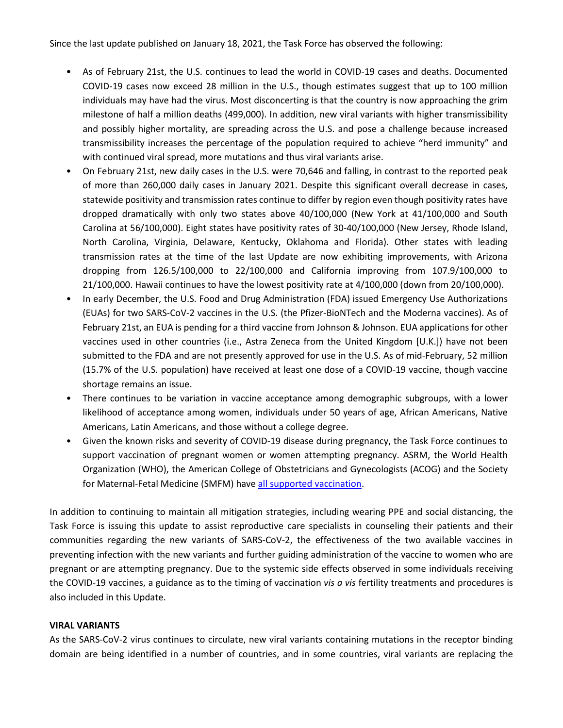Since the last update published on January 18, 2021, the Task Force has observed the following:

- As of February 21st, the U.S. continues to lead the world in COVID-19 cases and deaths. Documented COVID-19 cases now exceed 28 million in the U.S., though estimates suggest that up to 100 million individuals may have had the virus. Most disconcerting is that the country is now approaching the grim milestone of half a million deaths (499,000). In addition, new viral variants with higher transmissibility and possibly higher mortality, are spreading across the U.S. and pose a challenge because increased transmissibility increases the percentage of the population required to achieve "herd immunity" and with continued viral spread, more mutations and thus viral variants arise.
- On February 21st, new daily cases in the U.S. were 70,646 and falling, in contrast to the reported peak of more than 260,000 daily cases in January 2021. Despite this significant overall decrease in cases, statewide positivity and transmission rates continue to differ by region even though positivity rates have dropped dramatically with only two states above 40/100,000 (New York at 41/100,000 and South Carolina at 56/100,000). Eight states have positivity rates of 30-40/100,000 (New Jersey, Rhode Island, North Carolina, Virginia, Delaware, Kentucky, Oklahoma and Florida). Other states with leading transmission rates at the time of the last Update are now exhibiting improvements, with Arizona dropping from 126.5/100,000 to 22/100,000 and California improving from 107.9/100,000 to 21/100,000. Hawaii continues to have the lowest positivity rate at 4/100,000 (down from 20/100,000).
- In early December, the U.S. Food and Drug Administration (FDA) issued Emergency Use Authorizations (EUAs) for two SARS-CoV-2 vaccines in the U.S. (the Pfizer-BioNTech and the Moderna vaccines). As of February 21st, an EUA is pending for a third vaccine from Johnson & Johnson. EUA applications for other vaccines used in other countries (i.e., Astra Zeneca from the United Kingdom [U.K.]) have not been submitted to the FDA and are not presently approved for use in the U.S. As of mid-February, 52 million (15.7% of the U.S. population) have received at least one dose of a COVID-19 vaccine, though vaccine shortage remains an issue.
- There continues to be variation in vaccine acceptance among demographic subgroups, with a lower likelihood of acceptance among women, individuals under 50 years of age, African Americans, Native Americans, Latin Americans, and those without a college degree.
- Given the known risks and severity of COVID-19 disease during pregnancy, the Task Force continues to support vaccination of pregnant women or women attempting pregnancy. ASRM, the World Health Organization (WHO), the American College of Obstetricians and Gynecologists (ACOG) and the Society for Maternal-Fetal Medicine (SMFM) have all supported vaccination.

In addition to continuing to maintain all mitigation strategies, including wearing PPE and social distancing, the Task Force is issuing this update to assist reproductive care specialists in counseling their patients and their communities regarding the new variants of SARS-CoV-2, the effectiveness of the two available vaccines in preventing infection with the new variants and further guiding administration of the vaccine to women who are pregnant or are attempting pregnancy. Due to the systemic side effects observed in some individuals receiving the COVID-19 vaccines, a guidance as to the timing of vaccination *vis a vis* fertility treatments and procedures is also included in this Update.

## VIRAL VARIANTS

As the SARS-CoV-2 virus continues to circulate, new viral variants containing mutations in the receptor binding domain are being identified in a number of countries, and in some countries, viral variants are replacing the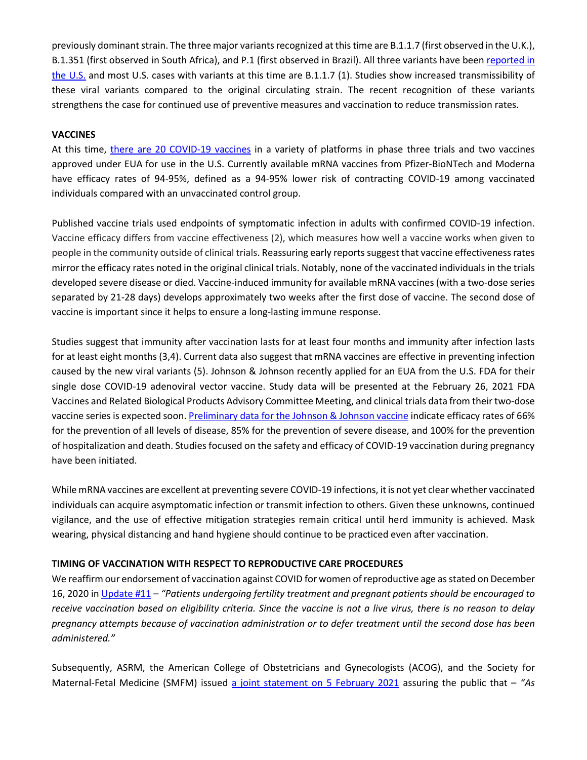previously dominant strain. The three major variants recognized at this time are B.1.1.7 (first observed in the U.K.), B.1.351 (first observed in South Africa), and P.1 (first observed in Brazil). All three variants have been reported in the U.S. and most U.S. cases with variants at this time are B.1.1.7 (1). Studies show increased transmissibility of these viral variants compared to the original circulating strain. The recent recognition of these variants strengthens the case for continued use of preventive measures and vaccination to reduce transmission rates.

**VACCINES**

At this time, there are 20 COVID-19 vaccines in a variety of platforms in phase three trials and two vaccines approved under EUA for use in the U.S. Currently available mRNA vaccines from Pfizer-BioNTech and Moderna have efficacy rates of 94-95%, defined as a 94-95% lower risk of contracting COVID-19 among vaccinated individuals compared with an unvaccinated control group.

Published vaccine trials used endpoints of symptomatic infection in adults with confirmed COVID-19 infection. Vaccine efficacy differs from vaccine effectiveness (2), which measures how well a vaccine works when given to people in the community outside of clinical trials. Reassuring early reports suggest that vaccine effectiveness rates mirror the efficacy rates noted in the original clinical trials. Notably, none of the vaccinated individuals in the trials developed severe disease or died. Vaccine-induced immunity for available mRNA vaccines (with a two-dose series separated by 21-28 days) develops approximately two weeks after the first dose of vaccine. The second dose of vaccine is important since it helps to ensure a long-lasting immune response.

Studies suggest that immunity after vaccination lasts for at least four months and immunity after infection lasts for at least eight months (3,4). Current data also suggest that mRNA vaccines are effective in preventing infection caused by the new viral variants (5). Johnson & Johnson recently applied for an EUA from the U.S. FDA for their single dose COVID-19 adenoviral vector vaccine. Study data will be presented at the February 26, 2021 FDA Vaccines and Related Biological Products Advisory Committee Meeting, and clinical trials data from their two-dose vaccine series is expected soon. Preliminary data for the Johnson & Johnson vaccine indicate efficacy rates of 66% for the prevention of all levels of disease, 85% for the prevention of severe disease, and 100% for the prevention of hospitalization and death. Studies focused on the safety and efficacy of COVID-19 vaccination during pregnancy have been initiated.

While mRNA vaccines are excellent at preventing severe COVID-19 infections, it is not yet clear whether vaccinated individuals can acquire asymptomatic infection or transmit infection to others. Given these unknowns, continued vigilance, and the use of effective mitigation strategies remain critical until herd immunity is achieved. Mask wearing, physical distancing and hand hygiene should continue to be practiced even after vaccination.

**TIMING OF VACCINATION WITH RESPECT TO REPRODUCTIVE CARE PROCEDURES**

We reaffirm our endorsement of vaccination against COVID for women of reproductive age as stated on December 16, 2020 in Update #11 – *"Patients undergoing fertility treatment and pregnant patients should be encouraged to receive vaccination based on eligibility criteria. Since the vaccine is not a live virus, there is no reason to delay pregnancy attempts because of vaccination administration or to defer treatment until the second dose has been administered."*

Subsequently, ASRM, the American College of Obstetricians and Gynecologists (ACOG), and the Society for Maternal-Fetal Medicine (SMFM) issued a joint statement on 5 February 2021 assuring the public that – *"As*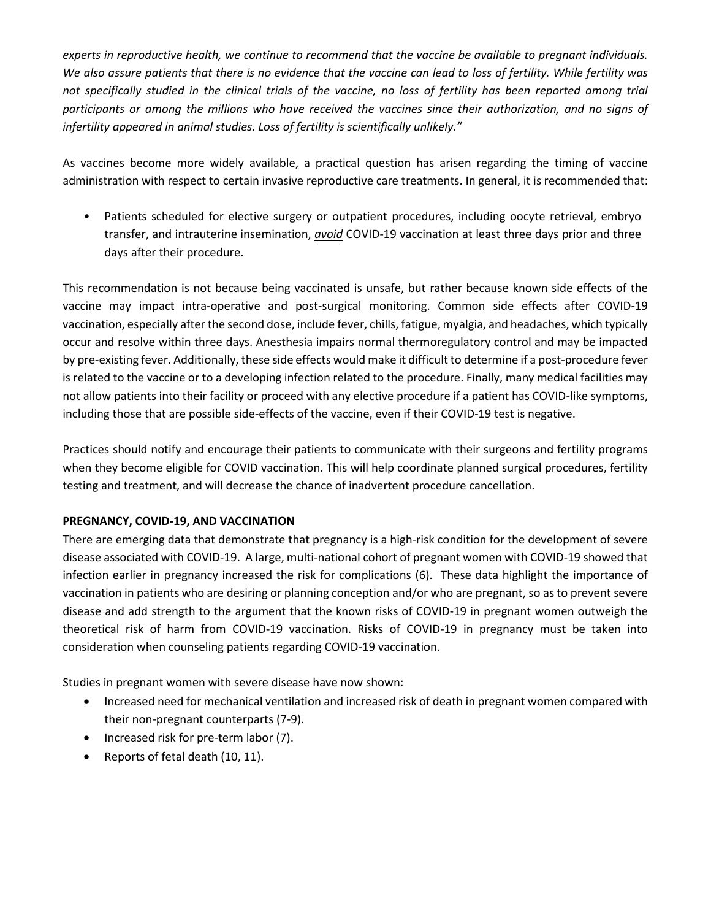*experts in reproductive health, we continue to recommend that the vaccine be available to pregnant individuals. We also assure patients that there is no evidence that the vaccine can lead to loss of fertility. While fertility was not specifically studied in the clinical trials of the vaccine, no loss of fertility has been reported among trial participants or among the millions who have received the vaccines since their authorization, and no signs of infertility appeared in animal studies. Loss of fertility is scientifically unlikely."*

As vaccines become more widely available, a practical question has arisen regarding the timing of vaccine administration with respect to certain invasive reproductive care treatments. In general, it is recommended that:

- Patients scheduled for elective surgery or outpatient procedures, including oocyte retrieval, embryo transfer, and intrauterine insemination, ***avoid*** COVID-19 vaccination at least three days prior and three days after their procedure.

This recommendation is not because being vaccinated is unsafe, but rather because known side effects of the vaccine may impact intra-operative and post-surgical monitoring. Common side effects after COVID-19 vaccination, especially after the second dose, include fever, chills, fatigue, myalgia, and headaches, which typically occur and resolve within three days. Anesthesia impairs normal thermoregulatory control and may be impacted by pre-existing fever. Additionally, these side effects would make it difficult to determine if a post-procedure fever is related to the vaccine or to a developing infection related to the procedure. Finally, many medical facilities may not allow patients into their facility or proceed with any elective procedure if a patient has COVID-like symptoms, including those that are possible side-effects of the vaccine, even if their COVID-19 test is negative.

Practices should notify and encourage their patients to communicate with their surgeons and fertility programs when they become eligible for COVID vaccination. This will help coordinate planned surgical procedures, fertility testing and treatment, and will decrease the chance of inadvertent procedure cancellation.

**PREGNANCY, COVID-19, AND VACCINATION**

There are emerging data that demonstrate that pregnancy is a high-risk condition for the development of severe disease associated with COVID-19. A large, multi-national cohort of pregnant women with COVID-19 showed that infection earlier in pregnancy increased the risk for complications (6). These data highlight the importance of vaccination in patients who are desiring or planning conception and/or who are pregnant, so as to prevent severe disease and add strength to the argument that the known risks of COVID-19 in pregnant women outweigh the theoretical risk of harm from COVID-19 vaccination. Risks of COVID-19 in pregnancy must be taken into consideration when counseling patients regarding COVID-19 vaccination.

Studies in pregnant women with severe disease have now shown:

- Increased need for mechanical ventilation and increased risk of death in pregnant women compared with their non-pregnant counterparts (7-9).
- Increased risk for pre-term labor (7).
- Reports of fetal death (10, 11).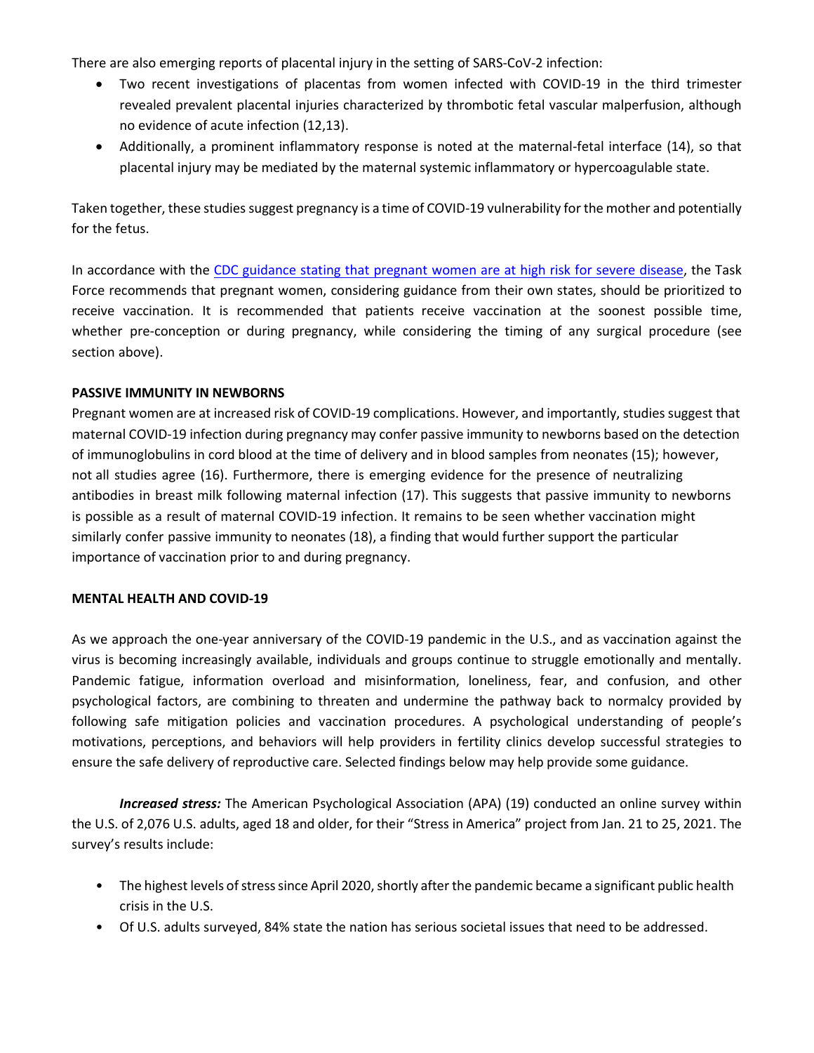There are also emerging reports of placental injury in the setting of SARS-CoV-2 infection:

- Two recent investigations of placentas from women infected with COVID-19 in the third trimester revealed prevalent placental injuries characterized by thrombotic fetal vascular malperfusion, although no evidence of acute infection (12,13).
- Additionally, a prominent inflammatory response is noted at the maternal-fetal interface (14), so that placental injury may be mediated by the maternal systemic inflammatory or hypercoagulable state.

Taken together, these studies suggest pregnancy is a time of COVID-19 vulnerability for the mother and potentially for the fetus.

In accordance with the CDC guidance stating that pregnant women are at high risk for severe disease, the Task Force recommends that pregnant women, considering guidance from their own states, should be prioritized to receive vaccination. It is recommended that patients receive vaccination at the soonest possible time, whether pre-conception or during pregnancy, while considering the timing of any surgical procedure (see section above).

**PASSIVE IMMUNITY IN NEWBORNS**

Pregnant women are at increased risk of COVID-19 complications. However, and importantly, studies suggest that maternal COVID-19 infection during pregnancy may confer passive immunity to newborns based on the detection of immunoglobulins in cord blood at the time of delivery and in blood samples from neonates (15); however, not all studies agree (16). Furthermore, there is emerging evidence for the presence of neutralizing antibodies in breast milk following maternal infection (17). This suggests that passive immunity to newborns is possible as a result of maternal COVID-19 infection. It remains to be seen whether vaccination might similarly confer passive immunity to neonates (18), a finding that would further support the particular importance of vaccination prior to and during pregnancy.

**MENTAL HEALTH AND COVID-19**

As we approach the one-year anniversary of the COVID-19 pandemic in the U.S., and as vaccination against the virus is becoming increasingly available, individuals and groups continue to struggle emotionally and mentally. Pandemic fatigue, information overload and misinformation, loneliness, fear, and confusion, and other psychological factors, are combining to threaten and undermine the pathway back to normalcy provided by following safe mitigation policies and vaccination procedures. A psychological understanding of people's motivations, perceptions, and behaviors will help providers in fertility clinics develop successful strategies to ensure the safe delivery of reproductive care. Selected findings below may help provide some guidance.

***Increased stress:*** The American Psychological Association (APA) (19) conducted an online survey within the U.S. of 2,076 U.S. adults, aged 18 and older, for their "Stress in America" project from Jan. 21 to 25, 2021. The survey's results include:

- The highest levels of stress since April 2020, shortly after the pandemic became a significant public health crisis in the U.S.
- Of U.S. adults surveyed, 84% state the nation has serious societal issues that need to be addressed.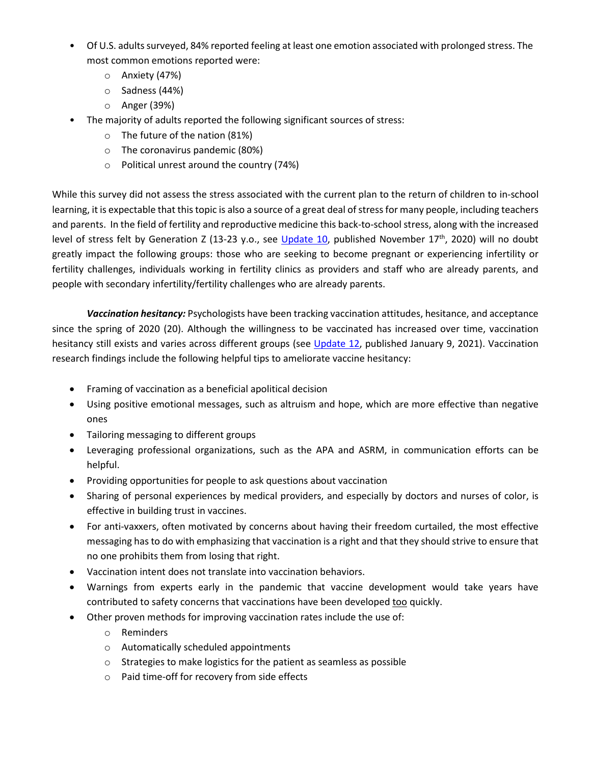- Of U.S. adults surveyed, 84% reported feeling at least one emotion associated with prolonged stress. The most common emotions reported were:
  - Anxiety (47%)
  - Sadness (44%)
  - Anger (39%)
- The majority of adults reported the following significant sources of stress:
  - The future of the nation (81%)
  - The coronavirus pandemic (80%)
  - Political unrest around the country (74%)

While this survey did not assess the stress associated with the current plan to the return of children to in-school learning, it is expectable that this topic is also a source of a great deal of stress for many people, including teachers and parents. In the field of fertility and reproductive medicine this back-to-school stress, along with the increased level of stress felt by Generation Z (13-23 y.o., see Update 10, published November 17th, 2020) will no doubt greatly impact the following groups: those who are seeking to become pregnant or experiencing infertility or fertility challenges, individuals working in fertility clinics as providers and staff who are already parents, and people with secondary infertility/fertility challenges who are already parents.

***Vaccination hesitancy:*** Psychologists have been tracking vaccination attitudes, hesitance, and acceptance since the spring of 2020 (20). Although the willingness to be vaccinated has increased over time, vaccination hesitancy still exists and varies across different groups (see Update 12, published January 9, 2021). Vaccination research findings include the following helpful tips to ameliorate vaccine hesitancy:

- Framing of vaccination as a beneficial apolitical decision
- Using positive emotional messages, such as altruism and hope, which are more effective than negative ones
- Tailoring messaging to different groups
- Leveraging professional organizations, such as the APA and ASRM, in communication efforts can be helpful.
- Providing opportunities for people to ask questions about vaccination
- Sharing of personal experiences by medical providers, and especially by doctors and nurses of color, is effective in building trust in vaccines.
- For anti-vaxxers, often motivated by concerns about having their freedom curtailed, the most effective messaging has to do with emphasizing that vaccination is a right and that they should strive to ensure that no one prohibits them from losing that right.
- Vaccination intent does not translate into vaccination behaviors.
- Warnings from experts early in the pandemic that vaccine development would take years have contributed to safety concerns that vaccinations have been developed too quickly.
- Other proven methods for improving vaccination rates include the use of:
  - Reminders
  - Automatically scheduled appointments
  - Strategies to make logistics for the patient as seamless as possible
  - Paid time-off for recovery from side effects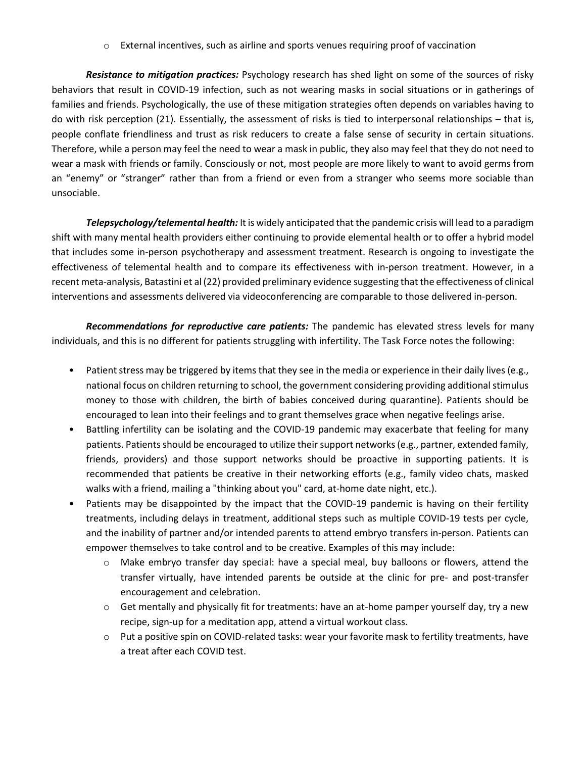- External incentives, such as airline and sports venues requiring proof of vaccination

***Resistance to mitigation practices:*** Psychology research has shed light on some of the sources of risky behaviors that result in COVID-19 infection, such as not wearing masks in social situations or in gatherings of families and friends. Psychologically, the use of these mitigation strategies often depends on variables having to do with risk perception (21). Essentially, the assessment of risks is tied to interpersonal relationships – that is, people conflate friendliness and trust as risk reducers to create a false sense of security in certain situations. Therefore, while a person may feel the need to wear a mask in public, they also may feel that they do not need to wear a mask with friends or family. Consciously or not, most people are more likely to want to avoid germs from an "enemy" or "stranger" rather than from a friend or even from a stranger who seems more sociable than unsociable.

***Telepsychology/telemental health:*** It is widely anticipated that the pandemic crisis will lead to a paradigm shift with many mental health providers either continuing to provide elemental health or to offer a hybrid model that includes some in-person psychotherapy and assessment treatment. Research is ongoing to investigate the effectiveness of telemental health and to compare its effectiveness with in-person treatment. However, in a recent meta-analysis, Batastini et al (22) provided preliminary evidence suggesting that the effectiveness of clinical interventions and assessments delivered via videoconferencing are comparable to those delivered in-person.

***Recommendations for reproductive care patients:*** The pandemic has elevated stress levels for many individuals, and this is no different for patients struggling with infertility. The Task Force notes the following:

- Patient stress may be triggered by items that they see in the media or experience in their daily lives (e.g., national focus on children returning to school, the government considering providing additional stimulus money to those with children, the birth of babies conceived during quarantine). Patients should be encouraged to lean into their feelings and to grant themselves grace when negative feelings arise.
- Battling infertility can be isolating and the COVID-19 pandemic may exacerbate that feeling for many patients. Patients should be encouraged to utilize their support networks (e.g., partner, extended family, friends, providers) and those support networks should be proactive in supporting patients. It is recommended that patients be creative in their networking efforts (e.g., family video chats, masked walks with a friend, mailing a "thinking about you" card, at-home date night, etc.).
- Patients may be disappointed by the impact that the COVID-19 pandemic is having on their fertility treatments, including delays in treatment, additional steps such as multiple COVID-19 tests per cycle, and the inability of partner and/or intended parents to attend embryo transfers in-person. Patients can empower themselves to take control and to be creative. Examples of this may include:
    - Make embryo transfer day special: have a special meal, buy balloons or flowers, attend the transfer virtually, have intended parents be outside at the clinic for pre- and post-transfer encouragement and celebration.
    - Get mentally and physically fit for treatments: have an at-home pamper yourself day, try a new recipe, sign-up for a meditation app, attend a virtual workout class.
    - Put a positive spin on COVID-related tasks: wear your favorite mask to fertility treatments, have a treat after each COVID test.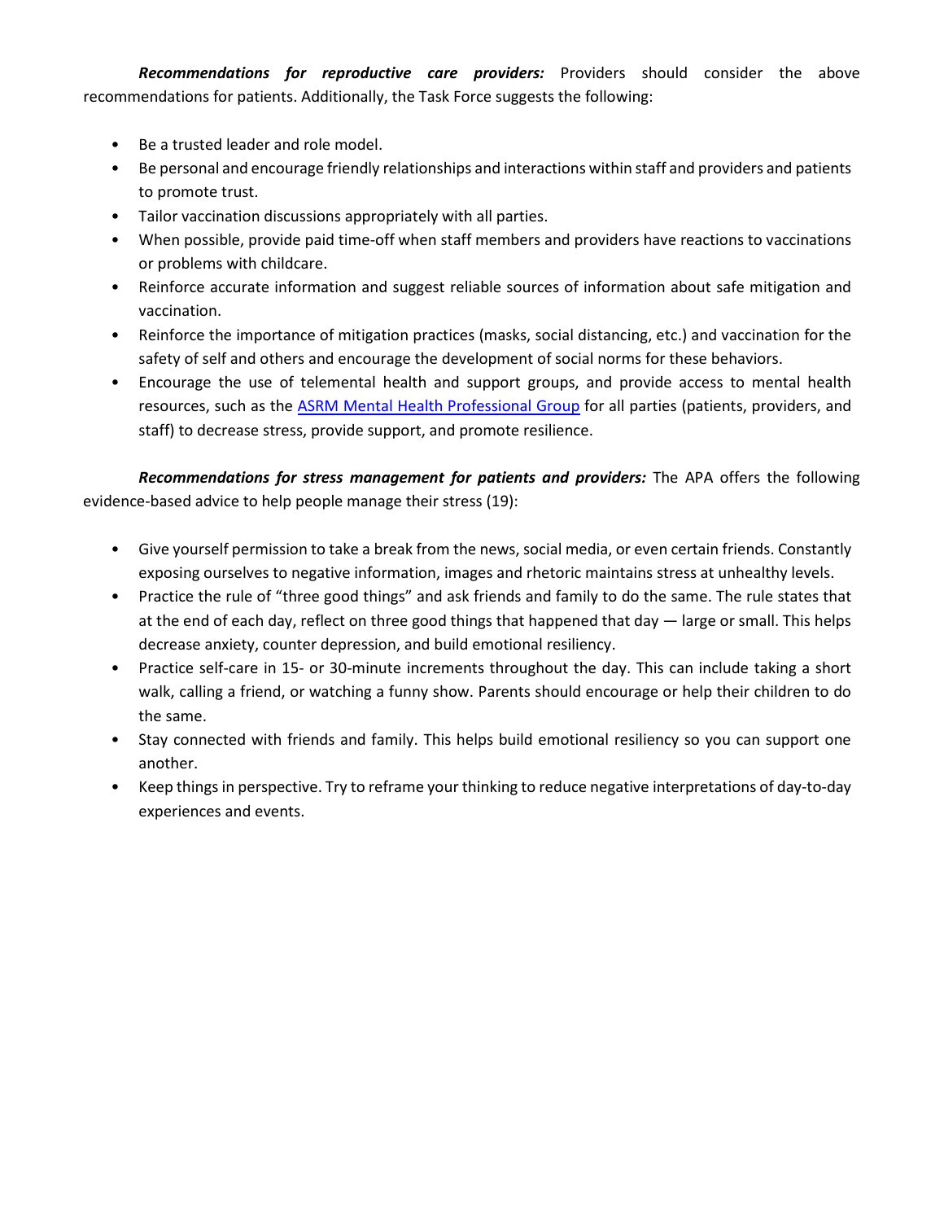***Recommendations for reproductive care providers:*** Providers should consider the above recommendations for patients. Additionally, the Task Force suggests the following:

- Be a trusted leader and role model.
- Be personal and encourage friendly relationships and interactions within staff and providers and patients to promote trust.
- Tailor vaccination discussions appropriately with all parties.
- When possible, provide paid time-off when staff members and providers have reactions to vaccinations or problems with childcare.
- Reinforce accurate information and suggest reliable sources of information about safe mitigation and vaccination.
- Reinforce the importance of mitigation practices (masks, social distancing, etc.) and vaccination for the safety of self and others and encourage the development of social norms for these behaviors.
- Encourage the use of telemental health and support groups, and provide access to mental health resources, such as the ASRM Mental Health Professional Group for all parties (patients, providers, and staff) to decrease stress, provide support, and promote resilience.

***Recommendations for stress management for patients and providers:*** The APA offers the following evidence-based advice to help people manage their stress (19):

- Give yourself permission to take a break from the news, social media, or even certain friends. Constantly exposing ourselves to negative information, images and rhetoric maintains stress at unhealthy levels.
- Practice the rule of "three good things" and ask friends and family to do the same. The rule states that at the end of each day, reflect on three good things that happened that day — large or small. This helps decrease anxiety, counter depression, and build emotional resiliency.
- Practice self-care in 15- or 30-minute increments throughout the day. This can include taking a short walk, calling a friend, or watching a funny show. Parents should encourage or help their children to do the same.
- Stay connected with friends and family. This helps build emotional resiliency so you can support one another.
- Keep things in perspective. Try to reframe your thinking to reduce negative interpretations of day-to-day experiences and events.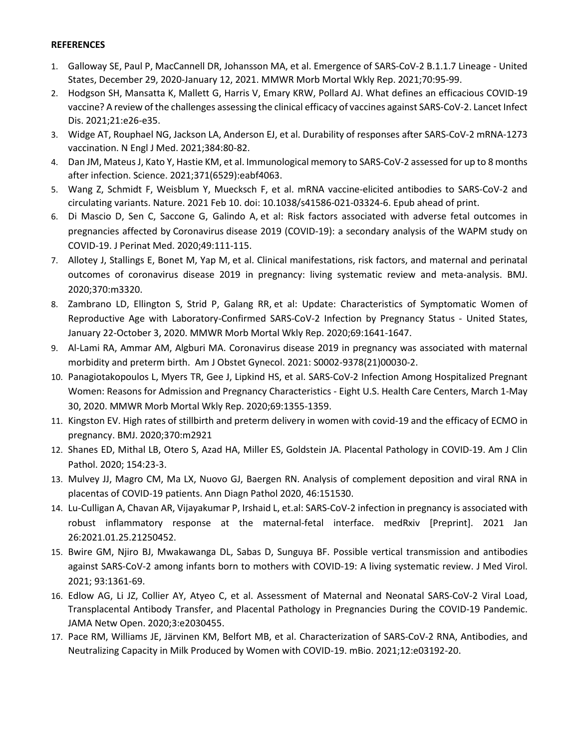**REFERENCES**

1. Galloway SE, Paul P, MacCannell DR, Johansson MA, et al. Emergence of SARS-CoV-2 B.1.1.7 Lineage - United States, December 29, 2020-January 12, 2021. MMWR Morb Mortal Wkly Rep. 2021;70:95-99.
2. Hodgson SH, Mansatta K, Mallett G, Harris V, Emary KRW, Pollard AJ. What defines an efficacious COVID-19 vaccine? A review of the challenges assessing the clinical efficacy of vaccines against SARS-CoV-2. Lancet Infect Dis. 2021;21:e26-e35.
3. Widge AT, Rouphael NG, Jackson LA, Anderson EJ, et al. Durability of responses after SARS-CoV-2 mRNA-1273 vaccination. N Engl J Med. 2021;384:80-82.
4. Dan JM, Mateus J, Kato Y, Hastie KM, et al. Immunological memory to SARS-CoV-2 assessed for up to 8 months after infection. Science. 2021;371(6529):eabf4063.
5. Wang Z, Schmidt F, Weisblum Y, Muecksch F, et al. mRNA vaccine-elicited antibodies to SARS-CoV-2 and circulating variants. Nature. 2021 Feb 10. doi: 10.1038/s41586-021-03324-6. Epub ahead of print.
6. Di Mascio D, Sen C, Saccone G, Galindo A, et al: Risk factors associated with adverse fetal outcomes in pregnancies affected by Coronavirus disease 2019 (COVID-19): a secondary analysis of the WAPM study on COVID-19. J Perinat Med. 2020;49:111-115.
7. Allotey J, Stallings E, Bonet M, Yap M, et al. Clinical manifestations, risk factors, and maternal and perinatal outcomes of coronavirus disease 2019 in pregnancy: living systematic review and meta-analysis. BMJ. 2020;370:m3320.
8. Zambrano LD, Ellington S, Strid P, Galang RR, et al: Update: Characteristics of Symptomatic Women of Reproductive Age with Laboratory-Confirmed SARS-CoV-2 Infection by Pregnancy Status - United States, January 22-October 3, 2020. MMWR Morb Mortal Wkly Rep. 2020;69:1641-1647.
9. Al-Lami RA, Ammar AM, Algburi MA. Coronavirus disease 2019 in pregnancy was associated with maternal morbidity and preterm birth. Am J Obstet Gynecol. 2021: S0002-9378(21)00030-2.
10. Panagiotakopoulos L, Myers TR, Gee J, Lipkind HS, et al. SARS-CoV-2 Infection Among Hospitalized Pregnant Women: Reasons for Admission and Pregnancy Characteristics - Eight U.S. Health Care Centers, March 1-May 30, 2020. MMWR Morb Mortal Wkly Rep. 2020;69:1355-1359.
11. Kingston EV. High rates of stillbirth and preterm delivery in women with covid-19 and the efficacy of ECMO in pregnancy. BMJ. 2020;370:m2921
12. Shanes ED, Mithal LB, Otero S, Azad HA, Miller ES, Goldstein JA. Placental Pathology in COVID-19. Am J Clin Pathol. 2020; 154:23-3.
13. Mulvey JJ, Magro CM, Ma LX, Nuovo GJ, Baergen RN. Analysis of complement deposition and viral RNA in placentas of COVID-19 patients. Ann Diagn Pathol 2020, 46:151530.
14. Lu-Culligan A, Chavan AR, Vijayakumar P, Irshaid L, et.al: SARS-CoV-2 infection in pregnancy is associated with robust inflammatory response at the maternal-fetal interface. medRxiv [Preprint]. 2021 Jan 26:2021.01.25.21250452.
15. Bwire GM, Njiro BJ, Mwakawanga DL, Sabas D, Sunguya BF. Possible vertical transmission and antibodies against SARS-CoV-2 among infants born to mothers with COVID-19: A living systematic review. J Med Virol. 2021; 93:1361-69.
16. Edlow AG, Li JZ, Collier AY, Atyeo C, et al. Assessment of Maternal and Neonatal SARS-CoV-2 Viral Load, Transplacental Antibody Transfer, and Placental Pathology in Pregnancies During the COVID-19 Pandemic. JAMA Netw Open. 2020;3:e2030455.
17. Pace RM, Williams JE, Järvinen KM, Belfort MB, et al. Characterization of SARS-CoV-2 RNA, Antibodies, and Neutralizing Capacity in Milk Produced by Women with COVID-19. mBio. 2021;12:e03192-20.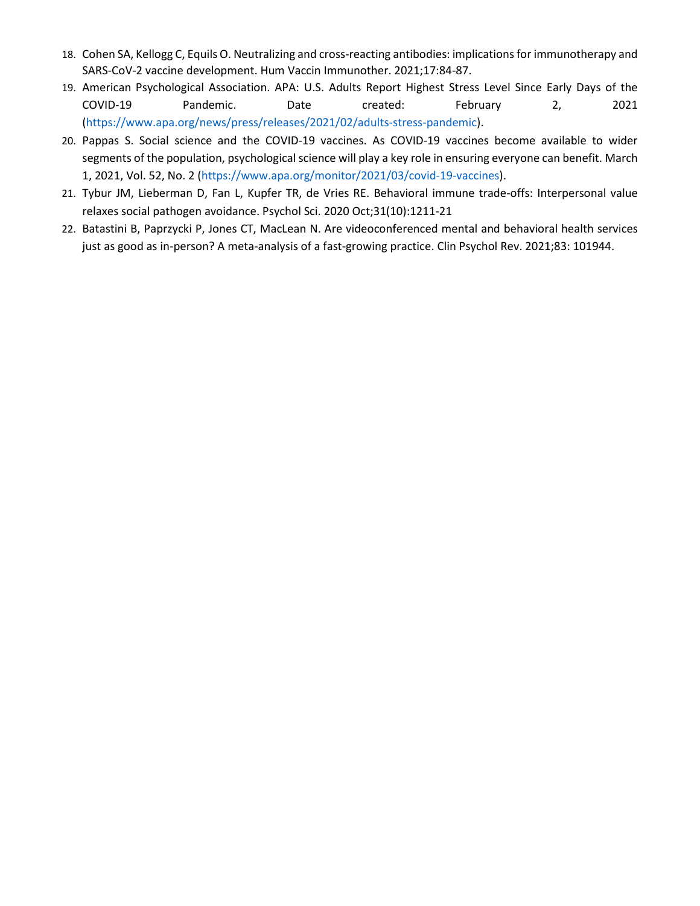18. Cohen SA, Kellogg C, Equils O. Neutralizing and cross-reacting antibodies: implications for immunotherapy and SARS-CoV-2 vaccine development. Hum Vaccin Immunother. 2021;17:84-87.
19. American Psychological Association. APA: U.S. Adults Report Highest Stress Level Since Early Days of the COVID-19 Pandemic. Date created: February 2, 2021 (https://www.apa.org/news/press/releases/2021/02/adults-stress-pandemic).
20. Pappas S. Social science and the COVID-19 vaccines. As COVID-19 vaccines become available to wider segments of the population, psychological science will play a key role in ensuring everyone can benefit. March 1, 2021, Vol. 52, No. 2 (https://www.apa.org/monitor/2021/03/covid-19-vaccines).
21. Tybur JM, Lieberman D, Fan L, Kupfer TR, de Vries RE. Behavioral immune trade-offs: Interpersonal value relaxes social pathogen avoidance. Psychol Sci. 2020 Oct;31(10):1211-21
22. Batastini B, Paprzycki P, Jones CT, MacLean N. Are videoconferenced mental and behavioral health services just as good as in-person? A meta-analysis of a fast-growing practice. Clin Psychol Rev. 2021;83: 101944.